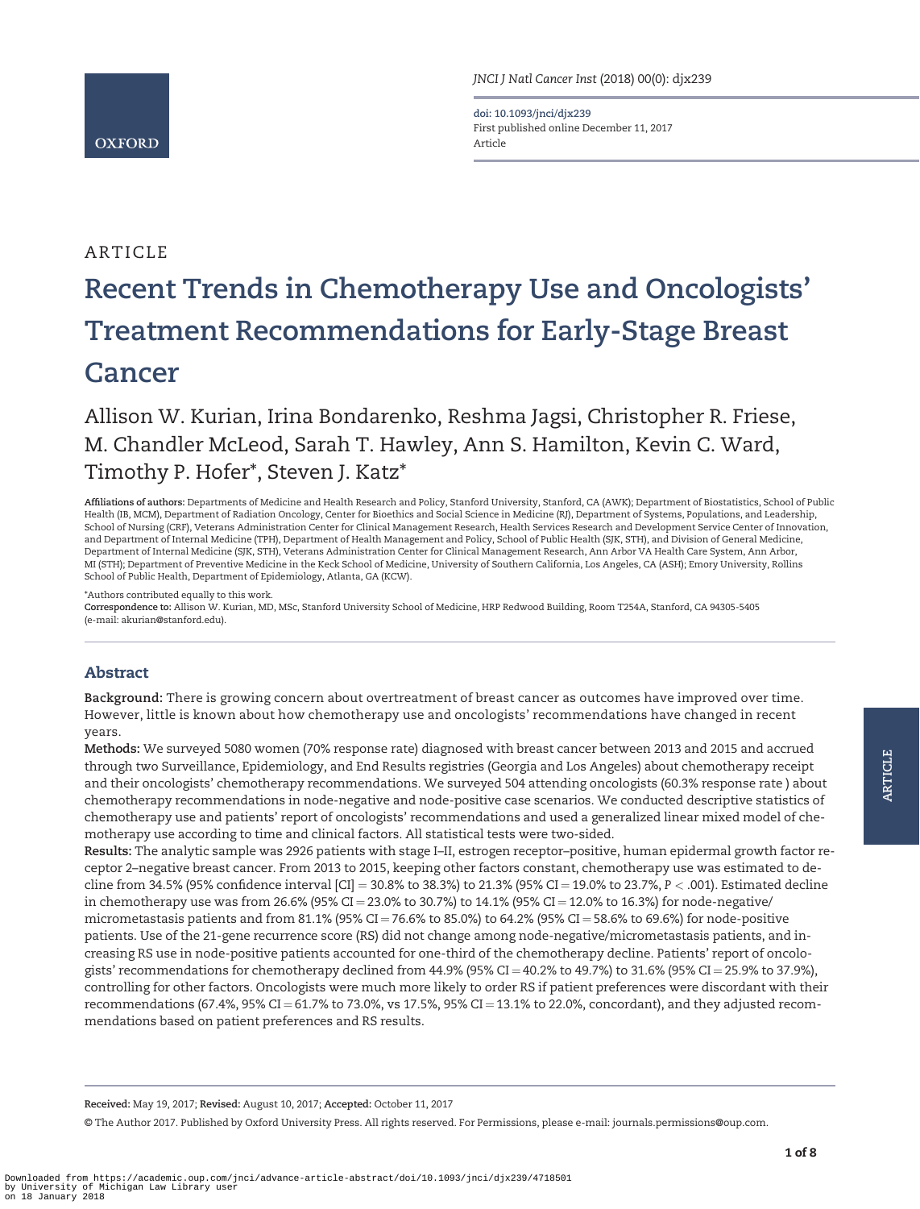ARTICLE

# Recent Trends in Chemotherapy Use and Oncologists' Treatment Recommendations for Early-Stage Breast Cancer

Allison W. Kurian, Irina Bondarenko, Reshma Jagsi, Christopher R. Friese, M. Chandler McLeod, Sarah T. Hawley, Ann S. Hamilton, Kevin C. Ward, Timothy P. Hofer*, Steven J. Katz*

**Affiliations of authors:** Departments of Medicine and Health Research and Policy, Stanford University, Stanford, CA (AWK); Department of Biostatistics, School of Public Health (IB, MCM), Department of Radiation Oncology, Center for Bioethics and Social Science in Medicine (RJ), Department of Systems, Populations, and Leadership, School of Nursing (CRF), Veterans Administration Center for Clinical Management Research, Health Services Research and Development Service Center of Innovation, and Department of Internal Medicine (TPH), Department of Health Management and Policy, School of Public Health (SJK, STH), and Division of General Medicine, Department of Internal Medicine (SJK, STH), Veterans Administration Center for Clinical Management Research, Ann Arbor VA Health Care System, Ann Arbor, MI (STH); Department of Preventive Medicine in the Keck School of Medicine, University of Southern California, Los Angeles, CA (ASH); Emory University, Rollins School of Public Health, Department of Epidemiology, Atlanta, GA (KCW).

*Authors contributed equally to this work.

**Correspondence to:** Allison W. Kurian, MD, MSc, Stanford University School of Medicine, HRP Redwood Building, Room T254A, Stanford, CA 94305-5405 (e-mail: akurian@stanford.edu).

## Abstract

**Background:** There is growing concern about overtreatment of breast cancer as outcomes have improved over time. However, little is known about how chemotherapy use and oncologists' recommendations have changed in recent years.

**Methods:** We surveyed 5080 women (70% response rate) diagnosed with breast cancer between 2013 and 2015 and accrued through two Surveillance, Epidemiology, and End Results registries (Georgia and Los Angeles) about chemotherapy receipt and their oncologists' chemotherapy recommendations. We surveyed 504 attending oncologists (60.3% response rate ) about chemotherapy recommendations in node-negative and node-positive case scenarios. We conducted descriptive statistics of chemotherapy use and patients' report of oncologists' recommendations and used a generalized linear mixed model of chemotherapy use according to time and clinical factors. All statistical tests were two-sided.

**Results:** The analytic sample was 2926 patients with stage I–II, estrogen receptor–positive, human epidermal growth factor receptor 2–negative breast cancer. From 2013 to 2015, keeping other factors constant, chemotherapy use was estimated to decline from 34.5% (95% confidence interval [CI] = 30.8% to 38.3%) to 21.3% (95% CI = 19.0% to 23.7%, $P < .001$). Estimated decline in chemotherapy use was from 26.6% (95% CI = 23.0% to 30.7%) to 14.1% (95% CI = 12.0% to 16.3%) for node-negative/micrometastasis patients and from 81.1% (95% CI = 76.6% to 85.0%) to 64.2% (95% CI = 58.6% to 69.6%) for node-positive patients. Use of the 21-gene recurrence score (RS) did not change among node-negative/micrometastasis patients, and increasing RS use in node-positive patients accounted for one-third of the chemotherapy decline. Patients' report of oncologists' recommendations for chemotherapy declined from 44.9% (95% CI = 40.2% to 49.7%) to 31.6% (95% CI = 25.9% to 37.9%), controlling for other factors. Oncologists were much more likely to order RS if patient preferences were discordant with their recommendations (67.4%, 95% CI = 61.7% to 73.0%, vs 17.5%, 95% CI = 13.1% to 22.0%, concordant), and they adjusted recommendations based on patient preferences and RS results.

**Received:** May 19, 2017; **Revised:** August 10, 2017; **Accepted:** October 11, 2017

© The Author 2017. Published by Oxford University Press. All rights reserved. For Permissions, please e-mail: journals.permissions@oup.com.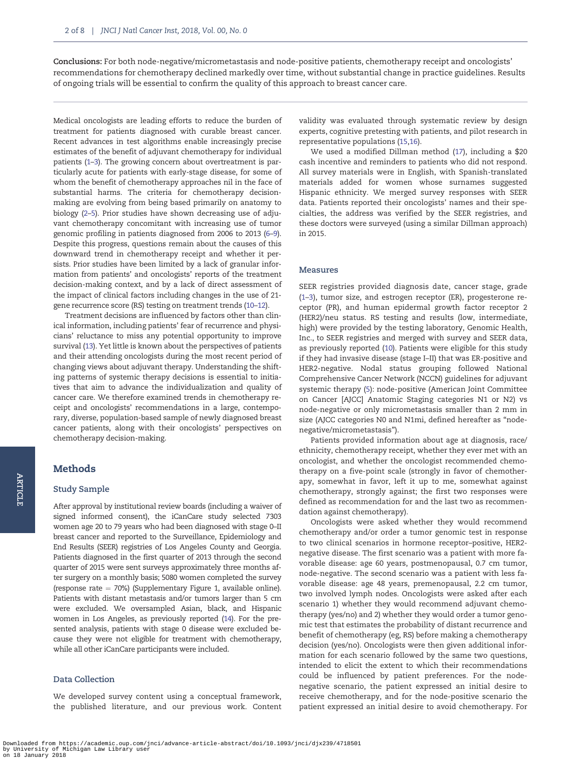**Conclusions:** For both node-negative/micrometastasis and node-positive patients, chemotherapy receipt and oncologists' recommendations for chemotherapy declined markedly over time, without substantial change in practice guidelines. Results of ongoing trials will be essential to confirm the quality of this approach to breast cancer care.

Medical oncologists are leading efforts to reduce the burden of treatment for patients diagnosed with curable breast cancer. Recent advances in test algorithms enable increasingly precise estimates of the benefit of adjuvant chemotherapy for individual patients (1–3). The growing concern about overtreatment is particularly acute for patients with early-stage disease, for some of whom the benefit of chemotherapy approaches nil in the face of substantial harms. The criteria for chemotherapy decision-making are evolving from being based primarily on anatomy to biology (2–5). Prior studies have shown decreasing use of adjuvant chemotherapy concomitant with increasing use of tumor genomic profiling in patients diagnosed from 2006 to 2013 (6–9). Despite this progress, questions remain about the causes of this downward trend in chemotherapy receipt and whether it persists. Prior studies have been limited by a lack of granular information from patients' and oncologists' reports of the treatment decision-making context, and by a lack of direct assessment of the impact of clinical factors including changes in the use of 21-gene recurrence score (RS) testing on treatment trends (10–12).

Treatment decisions are influenced by factors other than clinical information, including patients' fear of recurrence and physicians' reluctance to miss any potential opportunity to improve survival (13). Yet little is known about the perspectives of patients and their attending oncologists during the most recent period of changing views about adjuvant therapy. Understanding the shifting patterns of systemic therapy decisions is essential to initiatives that aim to advance the individualization and quality of cancer care. We therefore examined trends in chemotherapy receipt and oncologists' recommendations in a large, contemporary, diverse, population-based sample of newly diagnosed breast cancer patients, along with their oncologists' perspectives on chemotherapy decision-making.

## Methods

### Study Sample

After approval by institutional review boards (including a waiver of signed informed consent), the iCanCare study selected 7303 women age 20 to 79 years who had been diagnosed with stage 0–II breast cancer and reported to the Surveillance, Epidemiology and End Results (SEER) registries of Los Angeles County and Georgia. Patients diagnosed in the first quarter of 2013 through the second quarter of 2015 were sent surveys approximately three months after surgery on a monthly basis; 5080 women completed the survey (response rate = 70%) (Supplementary Figure 1, available online). Patients with distant metastasis and/or tumors larger than 5 cm were excluded. We oversampled Asian, black, and Hispanic women in Los Angeles, as previously reported (14). For the presented analysis, patients with stage 0 disease were excluded because they were not eligible for treatment with chemotherapy, while all other iCanCare participants were included.

### Data Collection

We developed survey content using a conceptual framework, the published literature, and our previous work. Content validity was evaluated through systematic review by design experts, cognitive pretesting with patients, and pilot research in representative populations (15,16).

We used a modified Dillman method (17), including a $20 cash incentive and reminders to patients who did not respond. All survey materials were in English, with Spanish-translated materials added for women whose surnames suggested Hispanic ethnicity. We merged survey responses with SEER data. Patients reported their oncologists' names and their specialties, the address was verified by the SEER registries, and these doctors were surveyed (using a similar Dillman approach) in 2015.

### Measures

SEER registries provided diagnosis date, cancer stage, grade (1–3), tumor size, and estrogen receptor (ER), progesterone receptor (PR), and human epidermal growth factor receptor 2 (HER2)/neu status. RS testing and results (low, intermediate, high) were provided by the testing laboratory, Genomic Health, Inc., to SEER registries and merged with survey and SEER data, as previously reported (10). Patients were eligible for this study if they had invasive disease (stage I–II) that was ER-positive and HER2-negative. Nodal status grouping followed National Comprehensive Cancer Network (NCCN) guidelines for adjuvant systemic therapy (5): node-positive (American Joint Committee on Cancer [AJCC] Anatomic Staging categories N1 or N2) vs node-negative or only micrometastasis smaller than 2 mm in size (AJCC categories N0 and N1mi, defined hereafter as "node-negative/micrometastasis").

Patients provided information about age at diagnosis, race/ethnicity, chemotherapy receipt, whether they ever met with an oncologist, and whether the oncologist recommended chemotherapy on a five-point scale (strongly in favor of chemotherapy, somewhat in favor, left it up to me, somewhat against chemotherapy, strongly against; the first two responses were defined as recommendation for and the last two as recommendation against chemotherapy).

Oncologists were asked whether they would recommend chemotherapy and/or order a tumor genomic test in response to two clinical scenarios in hormone receptor–positive, HER2-negative disease. The first scenario was a patient with more favorable disease: age 60 years, postmenopausal, 0.7 cm tumor, node-negative. The second scenario was a patient with less favorable disease: age 48 years, premenopausal, 2.2 cm tumor, two involved lymph nodes. Oncologists were asked after each scenario 1) whether they would recommend adjuvant chemotherapy (yes/no) and 2) whether they would order a tumor genomic test that estimates the probability of distant recurrence and benefit of chemotherapy (eg, RS) before making a chemotherapy decision (yes/no). Oncologists were then given additional information for each scenario followed by the same two questions, intended to elicit the extent to which their recommendations could be influenced by patient preferences. For the node-negative scenario, the patient expressed an initial desire to receive chemotherapy, and for the node-positive scenario the patient expressed an initial desire to avoid chemotherapy. For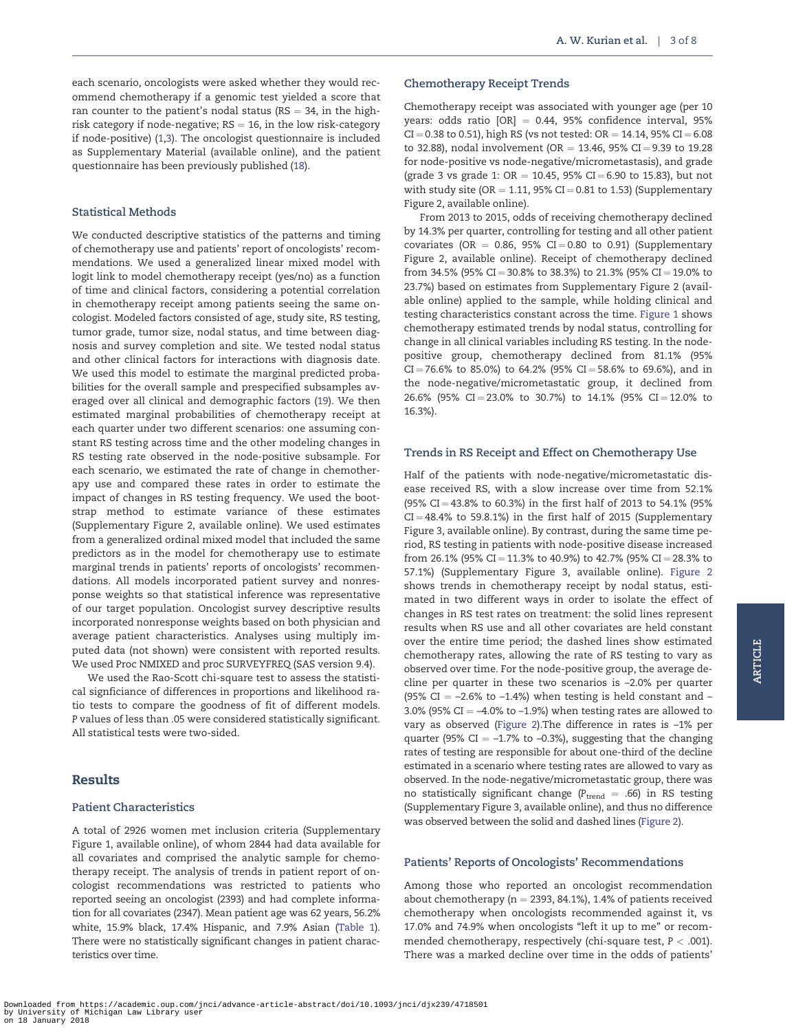each scenario, oncologists were asked whether they would recommend chemotherapy if a genomic test yielded a score that ran counter to the patient's nodal status (RS = 34, in the high-risk category if node-negative; RS = 16, in the low risk-category if node-positive) (1,3). The oncologist questionnaire is included as Supplementary Material (available online), and the patient questionnaire has been previously published (18).

### Statistical Methods

We conducted descriptive statistics of the patterns and timing of chemotherapy use and patients' report of oncologists' recommendations. We used a generalized linear mixed model with logit link to model chemotherapy receipt (yes/no) as a function of time and clinical factors, considering a potential correlation in chemotherapy receipt among patients seeing the same oncologist. Modeled factors consisted of age, study site, RS testing, tumor grade, tumor size, nodal status, and time between diagnosis and survey completion and site. We tested nodal status and other clinical factors for interactions with diagnosis date. We used this model to estimate the marginal predicted probabilities for the overall sample and prespecified subsamples averaged over all clinical and demographic factors (19). We then estimated marginal probabilities of chemotherapy receipt at each quarter under two different scenarios: one assuming constant RS testing across time and the other modeling changes in RS testing rate observed in the node-positive subsample. For each scenario, we estimated the rate of change in chemotherapy use and compared these rates in order to estimate the impact of changes in RS testing frequency. We used the bootstrap method to estimate variance of these estimates (Supplementary Figure 2, available online). We used estimates from a generalized ordinal mixed model that included the same predictors as in the model for chemotherapy use to estimate marginal trends in patients' reports of oncologists' recommendations. All models incorporated patient survey and nonresponse weights so that statistical inference was representative of our target population. Oncologist survey descriptive results incorporated nonresponse weights based on both physician and average patient characteristics. Analyses using multiply imputed data (not shown) were consistent with reported results. We used Proc NMIXED and proc SURVEYFREQ (SAS version 9.4).

We used the Rao-Scott chi-square test to assess the statistical signficiance of differences in proportions and likelihood ratio tests to compare the goodness of fit of different models. P values of less than .05 were considered statistically significant. All statistical tests were two-sided.

## Results

### Patient Characteristics

A total of 2926 women met inclusion criteria (Supplementary Figure 1, available online), of whom 2844 had data available for all covariates and comprised the analytic sample for chemotherapy receipt. The analysis of trends in patient report of oncologist recommendations was restricted to patients who reported seeing an oncologist (2393) and had complete information for all covariates (2347). Mean patient age was 62 years, 56.2% white, 15.9% black, 17.4% Hispanic, and 7.9% Asian (Table 1). There were no statistically significant changes in patient characteristics over time.

### Chemotherapy Receipt Trends

Chemotherapy receipt was associated with younger age (per 10 years: odds ratio [OR] = 0.44, 95% confidence interval, 95% CI = 0.38 to 0.51), high RS (vs not tested: OR = 14.14, 95% CI = 6.08 to 32.88), nodal involvement (OR = 13.46, 95% CI = 9.39 to 19.28 for node-positive vs node-negative/micrometastasis), and grade (grade 3 vs grade 1: OR = 10.45, 95% CI = 6.90 to 15.83), but not with study site (OR = 1.11, 95% CI = 0.81 to 1.53) (Supplementary Figure 2, available online).

From 2013 to 2015, odds of receiving chemotherapy declined by 14.3% per quarter, controlling for testing and all other patient covariates (OR = 0.86, 95% CI = 0.80 to 0.91) (Supplementary Figure 2, available online). Receipt of chemotherapy declined from 34.5% (95% CI = 30.8% to 38.3%) to 21.3% (95% CI = 19.0% to 23.7%) based on estimates from Supplementary Figure 2 (available online) applied to the sample, while holding clinical and testing characteristics constant across the time. Figure 1 shows chemotherapy estimated trends by nodal status, controlling for change in all clinical variables including RS testing. In the node-positive group, chemotherapy declined from 81.1% (95% CI = 76.6% to 85.0%) to 64.2% (95% CI = 58.6% to 69.6%), and in the node-negative/micrometastatic group, it declined from 26.6% (95% CI = 23.0% to 30.7%) to 14.1% (95% CI = 12.0% to 16.3%).

### Trends in RS Receipt and Effect on Chemotherapy Use

Half of the patients with node-negative/micrometastatic disease received RS, with a slow increase over time from 52.1% (95% CI = 43.8% to 60.3%) in the first half of 2013 to 54.1% (95% CI = 48.4% to 59.8.1%) in the first half of 2015 (Supplementary Figure 3, available online). By contrast, during the same time period, RS testing in patients with node-positive disease increased from 26.1% (95% CI = 11.3% to 40.9%) to 42.7% (95% CI = 28.3% to 57.1%) (Supplementary Figure 3, available online). Figure 2 shows trends in chemotherapy receipt by nodal status, estimated in two different ways in order to isolate the effect of changes in RS test rates on treatment: the solid lines represent results when RS use and all other covariates are held constant over the entire time period; the dashed lines show estimated chemotherapy rates, allowing the rate of RS testing to vary as observed over time. For the node-positive group, the average decline per quarter in these two scenarios is –2.0% per quarter (95% CI = –2.6% to –1.4%) when testing is held constant and –3.0% (95% CI = –4.0% to –1.9%) when testing rates are allowed to vary as observed (Figure 2).The difference in rates is –1% per quarter (95% CI = –1.7% to –0.3%), suggesting that the changing rates of testing are responsible for about one-third of the decline estimated in a scenario where testing rates are allowed to vary as observed. In the node-negative/micrometastatic group, there was no statistically significant change ($P_{trend}$ = .66) in RS testing (Supplementary Figure 3, available online), and thus no difference was observed between the solid and dashed lines (Figure 2).

### Patients' Reports of Oncologists' Recommendations

Among those who reported an oncologist recommendation about chemotherapy (n = 2393, 84.1%), 1.4% of patients received chemotherapy when oncologists recommended against it, vs 17.0% and 74.9% when oncologists "left it up to me" or recommended chemotherapy, respectively (chi-square test, $P < .001$). There was a marked decline over time in the odds of patients'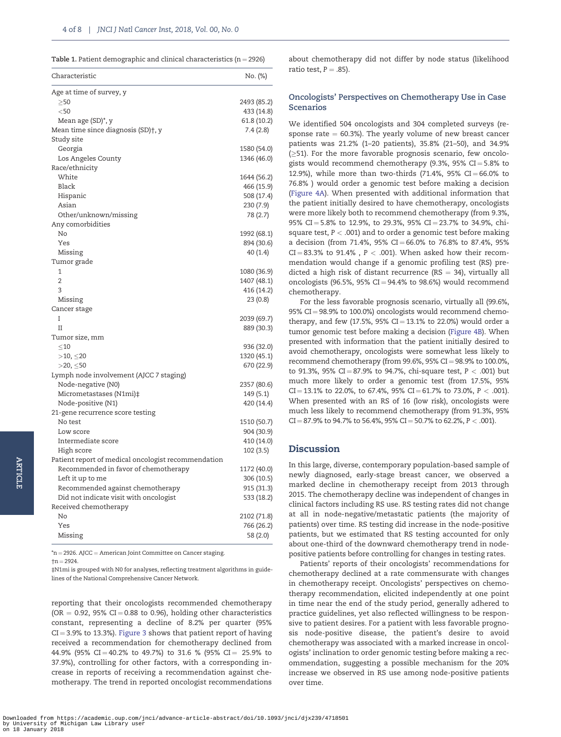**Table 1.** Patient demographic and clinical characteristics (n = 2926)

| Characteristic | No. (%) |
| --- | --- |
| Age at time of survey, y | |
| ≥50 | 2493 (85.2) |
| <50 | 433 (14.8) |
| Mean age (SD)*, y | 61.8 (10.2) |
| Mean time since diagnosis (SD)†, y | 7.4 (2.8) |
| Study site | |
| Georgia | 1580 (54.0) |
| Los Angeles County | 1346 (46.0) |
| Race/ethnicity | |
| White | 1644 (56.2) |
| Black | 466 (15.9) |
| Hispanic | 508 (17.4) |
| Asian | 230 (7.9) |
| Other/unknown/missing | 78 (2.7) |
| Any comorbidities | |
| No | 1992 (68.1) |
| Yes | 894 (30.6) |
| Missing | 40 (1.4) |
| Tumor grade | |
| 1 | 1080 (36.9) |
| 2 | 1407 (48.1) |
| 3 | 416 (14.2) |
| Missing | 23 (0.8) |
| Cancer stage | |
| I | 2039 (69.7) |
| II | 889 (30.3) |
| Tumor size, mm | |
| ≤10 | 936 (32.0) |
| >10, ≤20 | 1320 (45.1) |
| >20, ≤50 | 670 (22.9) |
| Lymph node involvement (AJCC 7 staging) | |
| Node-negative (N0) | 2357 (80.6) |
| Micrometastases (N1mi)‡ | 149 (5.1) |
| Node-positive (N1) | 420 (14.4) |
| 21-gene recurrence score testing | |
| No test | 1510 (50.7) |
| Low score | 904 (30.9) |
| Intermediate score | 410 (14.0) |
| High score | 102 (3.5) |
| Patient report of medical oncologist recommendation | |
| Recommended in favor of chemotherapy | 1172 (40.0) |
| Left it up to me | 306 (10.5) |
| Recommended against chemotherapy | 915 (31.3) |
| Did not indicate visit with oncologist | 533 (18.2) |
| Received chemotherapy | |
| No | 2102 (71.8) |
| Yes | 766 (26.2) |
| Missing | 58 (2.0) |

*n = 2926. AJCC = American Joint Committee on Cancer staging.
†n = 2924.
‡N1mi is grouped with N0 for analyses, reflecting treatment algorithms in guidelines of the National Comprehensive Cancer Network.

reporting that their oncologists recommended chemotherapy (OR = 0.92, 95% CI = 0.88 to 0.96), holding other characteristics constant, representing a decline of 8.2% per quarter (95% CI = 3.9% to 13.3%). Figure 3 shows that patient report of having received a recommendation for chemotherapy declined from 44.9% (95% CI = 40.2% to 49.7%) to 31.6 % (95% CI = 25.9% to 37.9%), controlling for other factors, with a corresponding increase in reports of receiving a recommendation against chemotherapy. The trend in reported oncologist recommendations about chemotherapy did not differ by node status (likelihood ratio test, $P = .85$).

### Oncologists' Perspectives on Chemotherapy Use in Case Scenarios

We identified 504 oncologists and 304 completed surveys (response rate = 60.3%). The yearly volume of new breast cancer patients was 21.2% (1–20 patients), 35.8% (21–50), and 34.9% (≥51). For the more favorable prognosis scenario, few oncologists would recommend chemotherapy (9.3%, 95% CI = 5.8% to 12.9%), while more than two-thirds (71.4%, 95% CI = 66.0% to 76.8% ) would order a genomic test before making a decision (Figure 4A). When presented with additional information that the patient initially desired to have chemotherapy, oncologists were more likely both to recommend chemotherapy (from 9.3%, 95% CI = 5.8% to 12.9%, to 29.3%, 95% CI = 23.7% to 34.9%, chi-square test, $P < .001$) and to order a genomic test before making a decision (from 71.4%, 95% CI = 66.0% to 76.8% to 87.4%, 95% CI = 83.3% to 91.4% , $P < .001$). When asked how their recommendation would change if a genomic profiling test (RS) predicted a high risk of distant recurrence (RS = 34), virtually all oncologists (96.5%, 95% CI = 94.4% to 98.6%) would recommend chemotherapy.

For the less favorable prognosis scenario, virtually all (99.6%, 95% CI = 98.9% to 100.0%) oncologists would recommend chemotherapy, and few (17.5%, 95% CI = 13.1% to 22.0%) would order a tumor genomic test before making a decision (Figure 4B). When presented with information that the patient initially desired to avoid chemotherapy, oncologists were somewhat less likely to recommend chemotherapy (from 99.6%, 95% CI = 98.9% to 100.0%, to 91.3%, 95% CI = 87.9% to 94.7%, chi-square test, $P < .001$) but much more likely to order a genomic test (from 17.5%, 95% CI = 13.1% to 22.0%, to 67.4%, 95% CI = 61.7% to 73.0%, $P < .001$). When presented with an RS of 16 (low risk), oncologists were much less likely to recommend chemotherapy (from 91.3%, 95% CI = 87.9% to 94.7% to 56.4%, 95% CI = 50.7% to 62.2%, $P < .001$).

## Discussion

In this large, diverse, contemporary population-based sample of newly diagnosed, early-stage breast cancer, we observed a marked decline in chemotherapy receipt from 2013 through 2015. The chemotherapy decline was independent of changes in clinical factors including RS use. RS testing rates did not change at all in node-negative/metastatic patients (the majority of patients) over time. RS testing did increase in the node-positive patients, but we estimated that RS testing accounted for only about one-third of the downward chemotherapy trend in node-positive patients before controlling for changes in testing rates.

Patients' reports of their oncologists' recommendations for chemotherapy declined at a rate commensurate with changes in chemotherapy receipt. Oncologists' perspectives on chemotherapy recommendation, elicited independently at one point in time near the end of the study period, generally adhered to practice guidelines, yet also reflected willingness to be responsive to patient desires. For a patient with less favorable prognosis node-positive disease, the patient's desire to avoid chemotherapy was associated with a marked increase in oncologists' inclination to order genomic testing before making a recommendation, suggesting a possible mechanism for the 20% increase we observed in RS use among node-positive patients over time.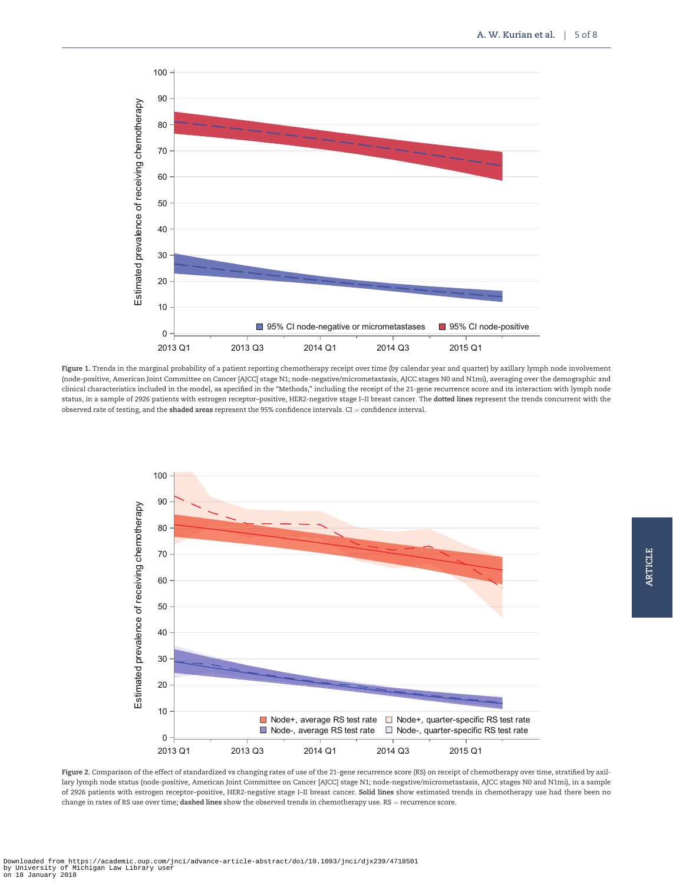**Figure 1.** Trends in the marginal probability of a patient reporting chemotherapy receipt over time (by calendar year and quarter) by axillary lymph node involvement (node-positive, American Joint Committee on Cancer [AJCC] stage N1; node-negative/micrometastasis, AJCC stages N0 and N1mi), averaging over the demographic and clinical characteristics included in the model, as specified in the "Methods," including the receipt of the 21-gene recurrence score and its interaction with lymph node status, in a sample of 2926 patients with estrogen receptor–positive, HER2-negative stage I–II breast cancer. The **dotted lines** represent the trends concurrent with the observed rate of testing, and the **shaded areas** represent the 95% confidence intervals. CI = confidence interval.

**Figure 2.** Comparison of the effect of standardized vs changing rates of use of the 21-gene recurrence score (RS) on receipt of chemotherapy over time, stratified by axillary lymph node status (node-positive, American Joint Committee on Cancer [AJCC] stage N1; node-negative/micrometastasis, AJCC stages N0 and N1mi), in a sample of 2926 patients with estrogen receptor–positive, HER2-negative stage I–II breast cancer. **Solid lines** show estimated trends in chemotherapy use had there been no change in rates of RS use over time; **dashed lines** show the observed trends in chemotherapy use. RS = recurrence score.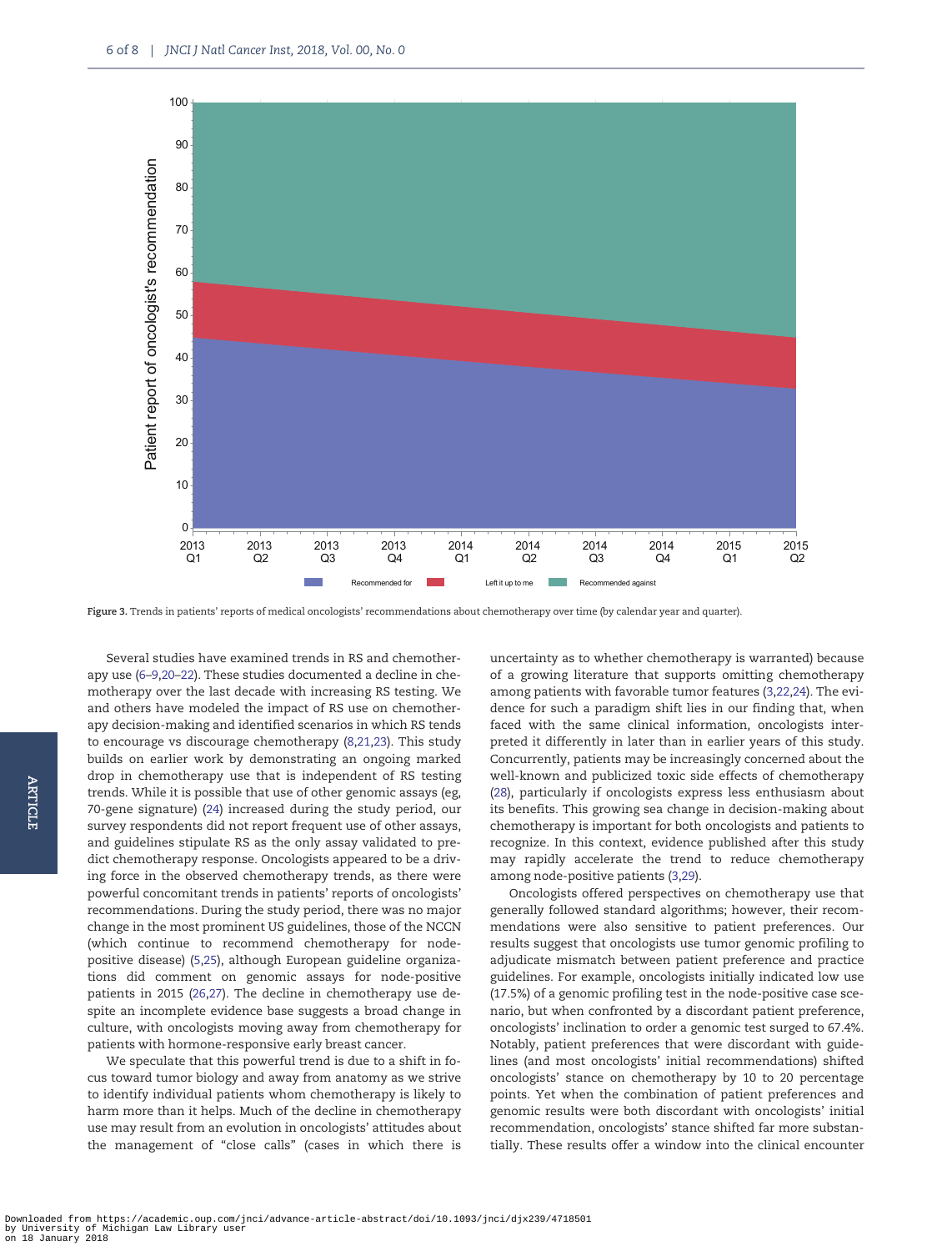Figure 3. Trends in patients' reports of medical oncologists' recommendations about chemotherapy over time (by calendar year and quarter).

Several studies have examined trends in RS and chemotherapy use (6–9,20–22). These studies documented a decline in chemotherapy over the last decade with increasing RS testing. We and others have modeled the impact of RS use on chemotherapy decision-making and identified scenarios in which RS tends to encourage vs discourage chemotherapy (8,21,23). This study builds on earlier work by demonstrating an ongoing marked drop in chemotherapy use that is independent of RS testing trends. While it is possible that use of other genomic assays (eg, 70-gene signature) (24) increased during the study period, our survey respondents did not report frequent use of other assays, and guidelines stipulate RS as the only assay validated to predict chemotherapy response. Oncologists appeared to be a driving force in the observed chemotherapy trends, as there were powerful concomitant trends in patients' reports of oncologists' recommendations. During the study period, there was no major change in the most prominent US guidelines, those of the NCCN (which continue to recommend chemotherapy for node-positive disease) (5,25), although European guideline organizations did comment on genomic assays for node-positive patients in 2015 (26,27). The decline in chemotherapy use despite an incomplete evidence base suggests a broad change in culture, with oncologists moving away from chemotherapy for patients with hormone-responsive early breast cancer.

We speculate that this powerful trend is due to a shift in focus toward tumor biology and away from anatomy as we strive to identify individual patients whom chemotherapy is likely to harm more than it helps. Much of the decline in chemotherapy use may result from an evolution in oncologists' attitudes about the management of "close calls" (cases in which there is uncertainty as to whether chemotherapy is warranted) because of a growing literature that supports omitting chemotherapy among patients with favorable tumor features (3,22,24). The evidence for such a paradigm shift lies in our finding that, when faced with the same clinical information, oncologists interpreted it differently in later than in earlier years of this study. Concurrently, patients may be increasingly concerned about the well-known and publicized toxic side effects of chemotherapy (28), particularly if oncologists express less enthusiasm about its benefits. This growing sea change in decision-making about chemotherapy is important for both oncologists and patients to recognize. In this context, evidence published after this study may rapidly accelerate the trend to reduce chemotherapy among node-positive patients (3,29).

Oncologists offered perspectives on chemotherapy use that generally followed standard algorithms; however, their recommendations were also sensitive to patient preferences. Our results suggest that oncologists use tumor genomic profiling to adjudicate mismatch between patient preference and practice guidelines. For example, oncologists initially indicated low use (17.5%) of a genomic profiling test in the node-positive case scenario, but when confronted by a discordant patient preference, oncologists' inclination to order a genomic test surged to 67.4%. Notably, patient preferences that were discordant with guidelines (and most oncologists' initial recommendations) shifted oncologists' stance on chemotherapy by 10 to 20 percentage points. Yet when the combination of patient preferences and genomic results were both discordant with oncologists' initial recommendation, oncologists' stance shifted far more substantially. These results offer a window into the clinical encounter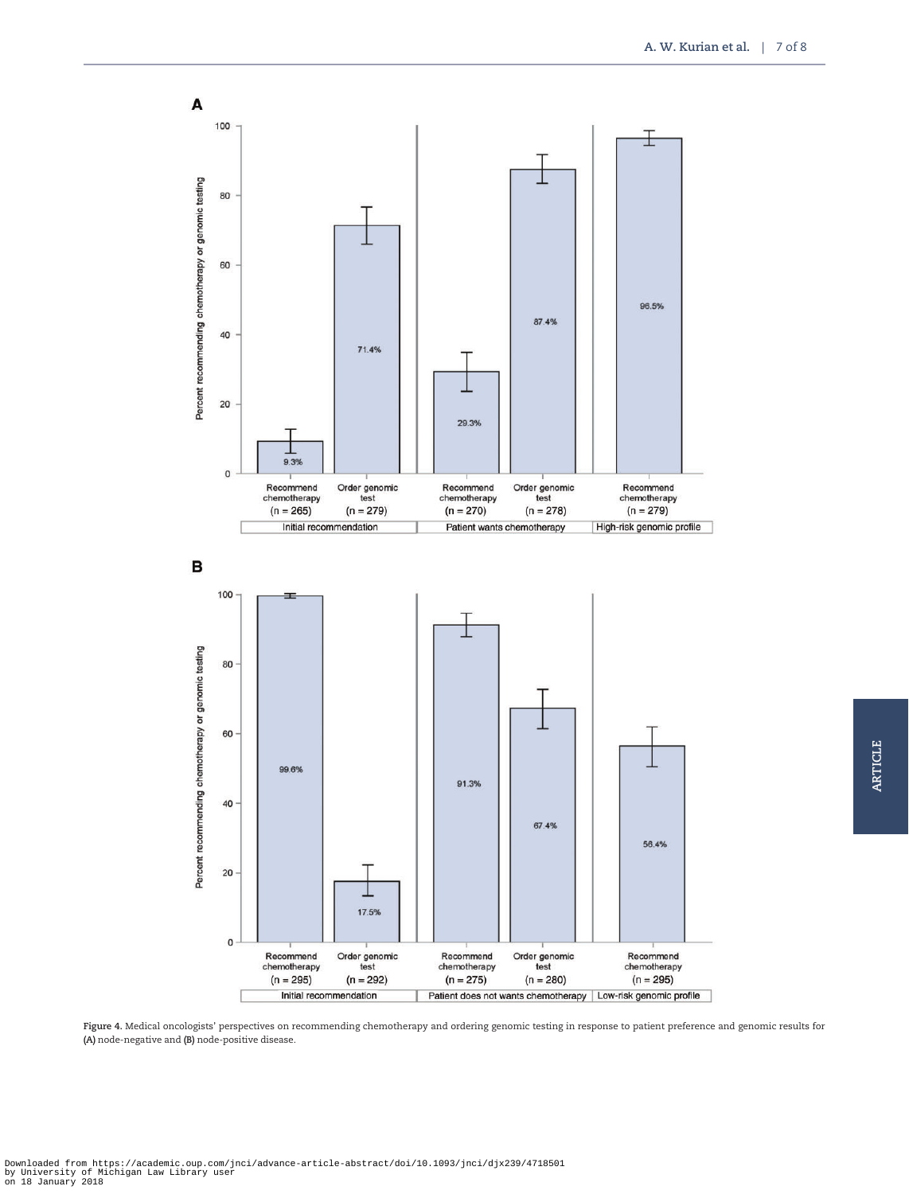Figure 4. Medical oncologists' perspectives on recommending chemotherapy and ordering genomic testing in response to patient preference and genomic results for (A) node-negative and (B) node-positive disease.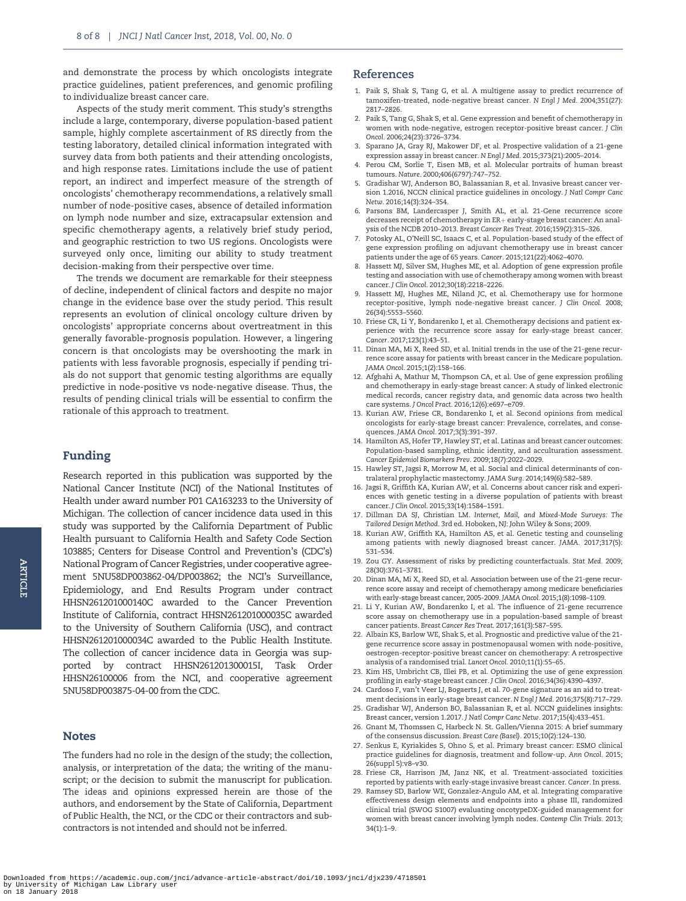and demonstrate the process by which oncologists integrate practice guidelines, patient preferences, and genomic profiling to individualize breast cancer care.

Aspects of the study merit comment. This study's strengths include a large, contemporary, diverse population-based patient sample, highly complete ascertainment of RS directly from the testing laboratory, detailed clinical information integrated with survey data from both patients and their attending oncologists, and high response rates. Limitations include the use of patient report, an indirect and imperfect measure of the strength of oncologists' chemotherapy recommendations, a relatively small number of node-positive cases, absence of detailed information on lymph node number and size, extracapsular extension and specific chemotherapy agents, a relatively brief study period, and geographic restriction to two US regions. Oncologists were surveyed only once, limiting our ability to study treatment decision-making from their perspective over time.

The trends we document are remarkable for their steepness of decline, independent of clinical factors and despite no major change in the evidence base over the study period. This result represents an evolution of clinical oncology culture driven by oncologists' appropriate concerns about overtreatment in this generally favorable-prognosis population. However, a lingering concern is that oncologists may be overshooting the mark in patients with less favorable prognosis, especially if pending trials do not support that genomic testing algorithms are equally predictive in node-positive vs node-negative disease. Thus, the results of pending clinical trials will be essential to confirm the rationale of this approach to treatment.

## Funding

Research reported in this publication was supported by the National Cancer Institute (NCI) of the National Institutes of Health under award number P01 CA163233 to the University of Michigan. The collection of cancer incidence data used in this study was supported by the California Department of Public Health pursuant to California Health and Safety Code Section 103885; Centers for Disease Control and Prevention's (CDC's) National Program of Cancer Registries, under cooperative agreement 5NU58DP003862-04/DP003862; the NCI's Surveillance, Epidemiology, and End Results Program under contract HHSN261201000140C awarded to the Cancer Prevention Institute of California, contract HHSN261201000035C awarded to the University of Southern California (USC), and contract HHSN261201000034C awarded to the Public Health Institute. The collection of cancer incidence data in Georgia was supported by contract HHSN261201300015I, Task Order HHSN26100006 from the NCI, and cooperative agreement 5NU58DP003875-04-00 from the CDC.

## Notes

The funders had no role in the design of the study; the collection, analysis, or interpretation of the data; the writing of the manuscript; or the decision to submit the manuscript for publication. The ideas and opinions expressed herein are those of the authors, and endorsement by the State of California, Department of Public Health, the NCI, or the CDC or their contractors and subcontractors is not intended and should not be inferred.

## References

1. Paik S, Shak S, Tang G, et al. A multigene assay to predict recurrence of tamoxifen-treated, node-negative breast cancer. *N Engl J Med.* 2004;351(27): 2817–2826.
2. Paik S, Tang G, Shak S, et al. Gene expression and benefit of chemotherapy in women with node-negative, estrogen receptor-positive breast cancer. *J Clin Oncol.* 2006;24(23):3726–3734.
3. Sparano JA, Gray RJ, Makower DF, et al. Prospective validation of a 21-gene expression assay in breast cancer. *N Engl J Med.* 2015;373(21):2005–2014.
4. Perou CM, Sorlie T, Eisen MB, et al. Molecular portraits of human breast tumours. *Nature.* 2000;406(6797):747–752.
5. Gradishar WJ, Anderson BO, Balassanian R, et al. Invasive breast cancer version 1.2016, NCCN clinical practice guidelines in oncology. *J Natl Compr Canc Netw.* 2016;14(3):324–354.
6. Parsons BM, Landercasper J, Smith AL, et al. 21-Gene recurrence score decreases receipt of chemotherapy in ER+ early-stage breast cancer: An analysis of the NCDB 2010–2013. *Breast Cancer Res Treat.* 2016;159(2):315–326.
7. Potosky AL, O'Neill SC, Isaacs C, et al. Population-based study of the effect of gene expression profiling on adjuvant chemotherapy use in breast cancer patients under the age of 65 years. *Cancer.* 2015;121(22):4062–4070.
8. Hassett MJ, Silver SM, Hughes ME, et al. Adoption of gene expression profile testing and association with use of chemotherapy among women with breast cancer. *J Clin Oncol.* 2012;30(18):2218–2226.
9. Hassett MJ, Hughes ME, Niland JC, et al. Chemotherapy use for hormone receptor-positive, lymph node-negative breast cancer. *J Clin Oncol.* 2008; 26(34):5553–5560.
10. Friese CR, Li Y, Bondarenko I, et al. Chemotherapy decisions and patient experience with the recurrence score assay for early-stage breast cancer. *Cancer.* 2017;123(1):43–51.
11. Dinan MA, Mi X, Reed SD, et al. Initial trends in the use of the 21-gene recurrence score assay for patients with breast cancer in the Medicare population. *JAMA Oncol.* 2015;1(2):158–166.
12. Afghahi A, Mathur M, Thompson CA, et al. Use of gene expression profiling and chemotherapy in early-stage breast cancer: A study of linked electronic medical records, cancer registry data, and genomic data across two health care systems. *J Oncol Pract.* 2016;12(6):e697–e709.
13. Kurian AW, Friese CR, Bondarenko I, et al. Second opinions from medical oncologists for early-stage breast cancer: Prevalence, correlates, and consequences. *JAMA Oncol.* 2017;3(3):391–397.
14. Hamilton AS, Hofer TP, Hawley ST, et al. Latinas and breast cancer outcomes: Population-based sampling, ethnic identity, and acculturation assessment. *Cancer Epidemiol Biomarkers Prev.* 2009;18(7):2022–2029.
15. Hawley ST, Jagsi R, Morrow M, et al. Social and clinical determinants of contralateral prophylactic mastectomy. *JAMA Surg.* 2014;149(6):582–589.
16. Jagsi R, Griffith KA, Kurian AW, et al. Concerns about cancer risk and experiences with genetic testing in a diverse population of patients with breast cancer. *J Clin Oncol.* 2015;33(14):1584–1591.
17. Dillman DA SJ, Christian LM. *Internet, Mail, and Mixed-Mode Surveys: The Tailored Design Method.* 3rd ed. Hoboken, NJ: John Wiley & Sons; 2009.
18. Kurian AW, Griffith KA, Hamilton AS, et al. Genetic testing and counseling among patients with newly diagnosed breast cancer. *JAMA.* 2017;317(5): 531–534.
19. Zou GY. Assessment of risks by predicting counterfactuals. *Stat Med.* 2009; 28(30):3761–3781.
20. Dinan MA, Mi X, Reed SD, et al. Association between use of the 21-gene recurrence score assay and receipt of chemotherapy among medicare beneficiaries with early-stage breast cancer, 2005-2009. *JAMA Oncol.* 2015;1(8):1098–1109.
21. Li Y, Kurian AW, Bondarenko I, et al. The influence of 21-gene recurrence score assay on chemotherapy use in a population-based sample of breast cancer patients. *Breast Cancer Res Treat.* 2017;161(3):587–595.
22. Albain KS, Barlow WE, Shak S, et al. Prognostic and predictive value of the 21-gene recurrence score assay in postmenopausal women with node-positive, oestrogen-receptor-positive breast cancer on chemotherapy: A retrospective analysis of a randomised trial. *Lancet Oncol.* 2010;11(1):55–65.
23. Kim HS, Umbricht CB, Illei PB, et al. Optimizing the use of gene expression profiling in early-stage breast cancer. *J Clin Oncol.* 2016;34(36):4390–4397.
24. Cardoso F, van't Veer LJ, Bogaerts J, et al. 70-gene signature as an aid to treatment decisions in early-stage breast cancer. *N Engl J Med.* 2016;375(8):717–729.
25. Gradishar WJ, Anderson BO, Balassanian R, et al. NCCN guidelines insights: Breast cancer, version 1.2017. *J Natl Compr Canc Netw.* 2017;15(4):433–451.
26. Gnant M, Thomssen C, Harbeck N. St. Gallen/Vienna 2015: A brief summary of the consensus discussion. *Breast Care (Basel).* 2015;10(2):124–130.
27. Senkus E, Kyriakides S, Ohno S, et al. Primary breast cancer: ESMO clinical practice guidelines for diagnosis, treatment and follow-up. *Ann Oncol.* 2015; 26(suppl 5):v8–v30.
28. Friese CR, Harrison JM, Janz NK, et al. Treatment-associated toxicities reported by patients with early-stage invasive breast cancer. *Cancer.* In press.
29. Ramsey SD, Barlow WE, Gonzalez-Angulo AM, et al. Integrating comparative effectiveness design elements and endpoints into a phase III, randomized clinical trial (SWOG S1007) evaluating oncotypeDX-guided management for women with breast cancer involving lymph nodes. *Contemp Clin Trials.* 2013; 34(1):1–9.